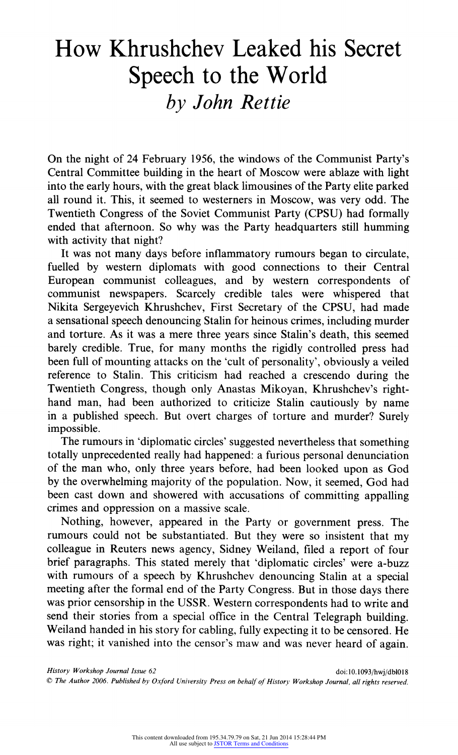# How Khrushchev Leaked his Secret Speech to the World

*by John Rettie*

On the night of 24 February 1956, the windows of the Communist Party's Central Committee building in the heart of Moscow were ablaze with light into the early hours, with the great black limousines of the Party elite parked all round it. This, it seemed to westerners in Moscow, was very odd. The Twentieth Congress of the Soviet Communist Party (CPSU) had formally ended that afternoon. So why was the Party headquarters still humming with activity that night?

It was not many days before inflammatory rumours began to circulate, fuelled by western diplomats with good connections to their Central European communist colleagues, and by western correspondents of communist newspapers. Scarcely credible tales were whispered that Nikita Sergeyevich Khrushchev, First Secretary of the CPSU, had made a sensational speech denouncing Stalin for heinous crimes, including murder and torture. As it was a mere three years since Stalin's death, this seemed barely credible. True, for many months the rigidly controlled press had been full of mounting attacks on the 'cult of personality', obviously a veiled reference to Stalin. This criticism had reached a crescendo during the Twentieth Congress, though only Anastas Mikoyan, Khrushchev's right-hand man, had been authorized to criticize Stalin cautiously by name in a published speech. But overt charges of torture and murder? Surely impossible.

The rumours in 'diplomatic circles' suggested nevertheless that something totally unprecedented really had happened: a furious personal denunciation of the man who, only three years before, had been looked upon as God by the overwhelming majority of the population. Now, it seemed, God had been cast down and showered with accusations of committing appalling crimes and oppression on a massive scale.

Nothing, however, appeared in the Party or government press. The rumours could not be substantiated. But they were so insistent that my colleague in Reuters news agency, Sidney Weiland, filed a report of four brief paragraphs. This stated merely that 'diplomatic circles' were a-buzz with rumours of a speech by Khrushchev denouncing Stalin at a special meeting after the formal end of the Party Congress. But in those days there was prior censorship in the USSR. Western correspondents had to write and send their stories from a special office in the Central Telegraph building. Weiland handed in his story for cabling, fully expecting it to be censored. He was right; it vanished into the censor's maw and was never heard of again.

*History Workshop Journal* Issue 62 doi:10.1093/hwj/dbl018

© *The Author 2006. Published by Oxford University Press on behalf of History Workshop Journal, all rights reserved.*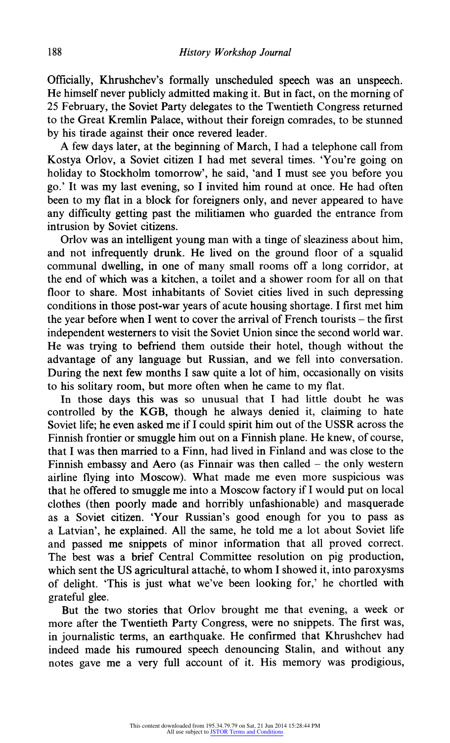Officially, Khrushchev's formally unscheduled speech was an unspeech. He himself never publicly admitted making it. But in fact, on the morning of 25 February, the Soviet Party delegates to the Twentieth Congress returned to the Great Kremlin Palace, without their foreign comrades, to be stunned by his tirade against their once revered leader.

A few days later, at the beginning of March, I had a telephone call from Kostya Orlov, a Soviet citizen I had met several times. 'You're going on holiday to Stockholm tomorrow', he said, 'and I must see you before you go.' It was my last evening, so I invited him round at once. He had often been to my flat in a block for foreigners only, and never appeared to have any difficulty getting past the militiamen who guarded the entrance from intrusion by Soviet citizens.

Orlov was an intelligent young man with a tinge of sleaziness about him, and not infrequently drunk. He lived on the ground floor of a squalid communal dwelling, in one of many small rooms off a long corridor, at the end of which was a kitchen, a toilet and a shower room for all on that floor to share. Most inhabitants of Soviet cities lived in such depressing conditions in those post-war years of acute housing shortage. I first met him the year before when I went to cover the arrival of French tourists – the first independent westerners to visit the Soviet Union since the second world war. He was trying to befriend them outside their hotel, though without the advantage of any language but Russian, and we fell into conversation. During the next few months I saw quite a lot of him, occasionally on visits to his solitary room, but more often when he came to my flat.

In those days this was so unusual that I had little doubt he was controlled by the KGB, though he always denied it, claiming to hate Soviet life; he even asked me if I could spirit him out of the USSR across the Finnish frontier or smuggle him out on a Finnish plane. He knew, of course, that I was then married to a Finn, had lived in Finland and was close to the Finnish embassy and Aero (as Finnair was then called – the only western airline flying into Moscow). What made me even more suspicious was that he offered to smuggle me into a Moscow factory if I would put on local clothes (then poorly made and horribly unfashionable) and masquerade as a Soviet citizen. 'Your Russian's good enough for you to pass as a Latvian', he explained. All the same, he told me a lot about Soviet life and passed me snippets of minor information that all proved correct. The best was a brief Central Committee resolution on pig production, which sent the US agricultural attaché, to whom I showed it, into paroxysms of delight. 'This is just what we've been looking for,' he chortled with grateful glee.

But the two stories that Orlov brought me that evening, a week or more after the Twentieth Party Congress, were no snippets. The first was, in journalistic terms, an earthquake. He confirmed that Khrushchev had indeed made his rumoured speech denouncing Stalin, and without any notes gave me a very full account of it. His memory was prodigious,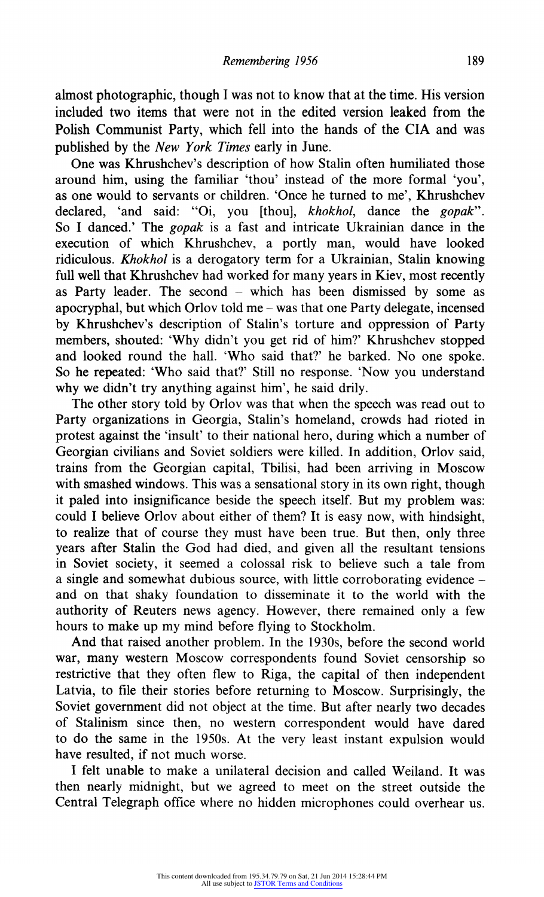almost photographic, though I was not to know that at the time. His version included two items that were not in the edited version leaked from the Polish Communist Party, which fell into the hands of the CIA and was published by the *New York Times* early in June.

One was Khrushchev's description of how Stalin often humiliated those around him, using the familiar 'thou' instead of the more formal 'you', as one would to servants or children. 'Once he turned to me', Khrushchev declared, 'and said: "Oi, you [thou], *khokhol*, dance the *gopak*". So I danced.' The *gopak* is a fast and intricate Ukrainian dance in the execution of which Khrushchev, a portly man, would have looked ridiculous. *Khokhol* is a derogatory term for a Ukrainian, Stalin knowing full well that Khrushchev had worked for many years in Kiev, most recently as Party leader. The second – which has been dismissed by some as apocryphal, but which Orlov told me – was that one Party delegate, incensed by Khrushchev's description of Stalin's torture and oppression of Party members, shouted: 'Why didn't you get rid of him?' Khrushchev stopped and looked round the hall. 'Who said that?' he barked. No one spoke. So he repeated: 'Who said that?' Still no response. 'Now you understand why we didn't try anything against him', he said drily.

The other story told by Orlov was that when the speech was read out to Party organizations in Georgia, Stalin's homeland, crowds had rioted in protest against the 'insult' to their national hero, during which a number of Georgian civilians and Soviet soldiers were killed. In addition, Orlov said, trains from the Georgian capital, Tbilisi, had been arriving in Moscow with smashed windows. This was a sensational story in its own right, though it paled into insignificance beside the speech itself. But my problem was: could I believe Orlov about either of them? It is easy now, with hindsight, to realize that of course they must have been true. But then, only three years after Stalin the God had died, and given all the resultant tensions in Soviet society, it seemed a colossal risk to believe such a tale from a single and somewhat dubious source, with little corroborating evidence – and on that shaky foundation to disseminate it to the world with the authority of Reuters news agency. However, there remained only a few hours to make up my mind before flying to Stockholm.

And that raised another problem. In the 1930s, before the second world war, many western Moscow correspondents found Soviet censorship so restrictive that they often flew to Riga, the capital of then independent Latvia, to file their stories before returning to Moscow. Surprisingly, the Soviet government did not object at the time. But after nearly two decades of Stalinism since then, no western correspondent would have dared to do the same in the 1950s. At the very least instant expulsion would have resulted, if not much worse.

I felt unable to make a unilateral decision and called Weiland. It was then nearly midnight, but we agreed to meet on the street outside the Central Telegraph office where no hidden microphones could overhear us.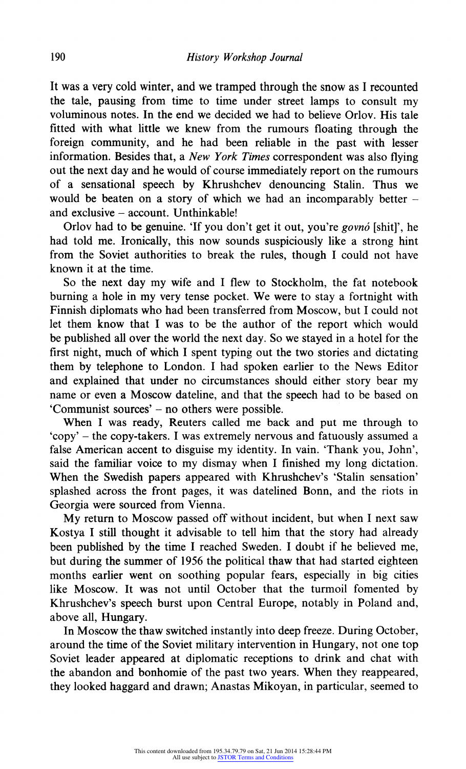It was a very cold winter, and we tramped through the snow as I recounted the tale, pausing from time to time under street lamps to consult my voluminous notes. In the end we decided we had to believe Orlov. His tale fitted with what little we knew from the rumours floating through the foreign community, and he had been reliable in the past with lesser information. Besides that, a *New York Times* correspondent was also flying out the next day and he would of course immediately report on the rumours of a sensational speech by Khrushchev denouncing Stalin. Thus we would be beaten on a story of which we had an incomparably better – and exclusive – account. Unthinkable!

Orlov had to be genuine. 'If you don't get it out, you're *govnó* [shit]', he had told me. Ironically, this now sounds suspiciously like a strong hint from the Soviet authorities to break the rules, though I could not have known it at the time.

So the next day my wife and I flew to Stockholm, the fat notebook burning a hole in my very tense pocket. We were to stay a fortnight with Finnish diplomats who had been transferred from Moscow, but I could not let them know that I was to be the author of the report which would be published all over the world the next day. So we stayed in a hotel for the first night, much of which I spent typing out the two stories and dictating them by telephone to London. I had spoken earlier to the News Editor and explained that under no circumstances should either story bear my name or even a Moscow dateline, and that the speech had to be based on 'Communist sources' – no others were possible.

When I was ready, Reuters called me back and put me through to 'copy' – the copy-takers. I was extremely nervous and fatuously assumed a false American accent to disguise my identity. In vain. 'Thank you, John', said the familiar voice to my dismay when I finished my long dictation. When the Swedish papers appeared with Khrushchev's 'Stalin sensation' splashed across the front pages, it was datelined Bonn, and the riots in Georgia were sourced from Vienna.

My return to Moscow passed off without incident, but when I next saw Kostya I still thought it advisable to tell him that the story had already been published by the time I reached Sweden. I doubt if he believed me, but during the summer of 1956 the political thaw that had started eighteen months earlier went on soothing popular fears, especially in big cities like Moscow. It was not until October that the turmoil fomented by Khrushchev's speech burst upon Central Europe, notably in Poland and, above all, Hungary.

In Moscow the thaw switched instantly into deep freeze. During October, around the time of the Soviet military intervention in Hungary, not one top Soviet leader appeared at diplomatic receptions to drink and chat with the abandon and bonhomie of the past two years. When they reappeared, they looked haggard and drawn; Anastas Mikoyan, in particular, seemed to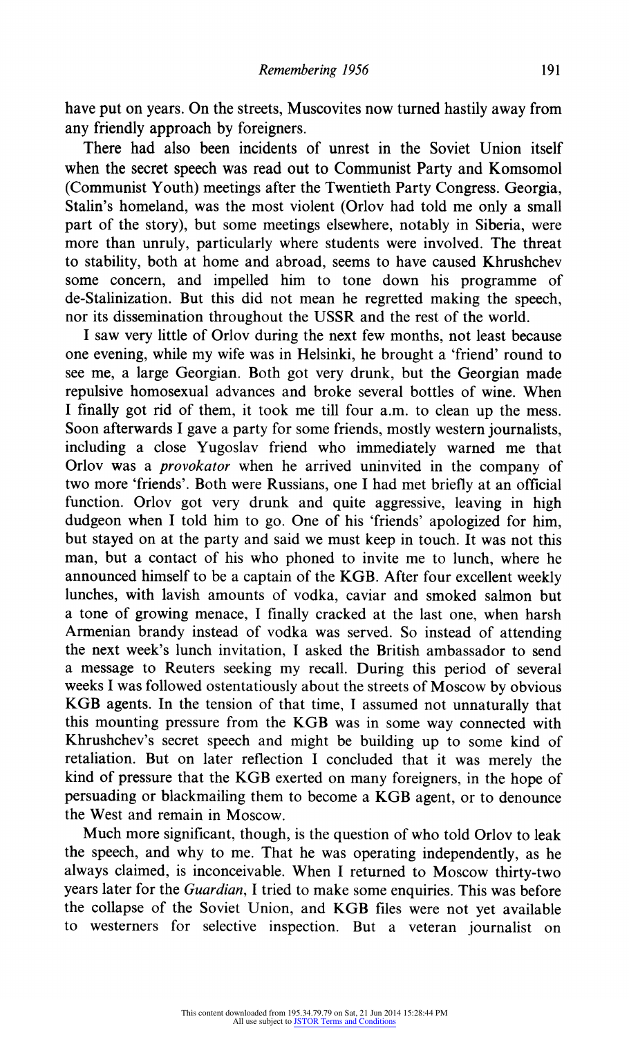have put on years. On the streets, Muscovites now turned hastily away from any friendly approach by foreigners.

There had also been incidents of unrest in the Soviet Union itself when the secret speech was read out to Communist Party and Komsomol (Communist Youth) meetings after the Twentieth Party Congress. Georgia, Stalin's homeland, was the most violent (Orlov had told me only a small part of the story), but some meetings elsewhere, notably in Siberia, were more than unruly, particularly where students were involved. The threat to stability, both at home and abroad, seems to have caused Khrushchev some concern, and impelled him to tone down his programme of de-Stalinization. But this did not mean he regretted making the speech, nor its dissemination throughout the USSR and the rest of the world.

I saw very little of Orlov during the next few months, not least because one evening, while my wife was in Helsinki, he brought a 'friend' round to see me, a large Georgian. Both got very drunk, but the Georgian made repulsive homosexual advances and broke several bottles of wine. When I finally got rid of them, it took me till four a.m. to clean up the mess. Soon afterwards I gave a party for some friends, mostly western journalists, including a close Yugoslav friend who immediately warned me that Orlov was a *provokator* when he arrived uninvited in the company of two more 'friends'. Both were Russians, one I had met briefly at an official function. Orlov got very drunk and quite aggressive, leaving in high dudgeon when I told him to go. One of his 'friends' apologized for him, but stayed on at the party and said we must keep in touch. It was not this man, but a contact of his who phoned to invite me to lunch, where he announced himself to be a captain of the KGB. After four excellent weekly lunches, with lavish amounts of vodka, caviar and smoked salmon but a tone of growing menace, I finally cracked at the last one, when harsh Armenian brandy instead of vodka was served. So instead of attending the next week's lunch invitation, I asked the British ambassador to send a message to Reuters seeking my recall. During this period of several weeks I was followed ostentatiously about the streets of Moscow by obvious KGB agents. In the tension of that time, I assumed not unnaturally that this mounting pressure from the KGB was in some way connected with Khrushchev's secret speech and might be building up to some kind of retaliation. But on later reflection I concluded that it was merely the kind of pressure that the KGB exerted on many foreigners, in the hope of persuading or blackmailing them to become a KGB agent, or to denounce the West and remain in Moscow.

Much more significant, though, is the question of who told Orlov to leak the speech, and why to me. That he was operating independently, as he always claimed, is inconceivable. When I returned to Moscow thirty-two years later for the *Guardian*, I tried to make some enquiries. This was before the collapse of the Soviet Union, and KGB files were not yet available to westerners for selective inspection. But a veteran journalist on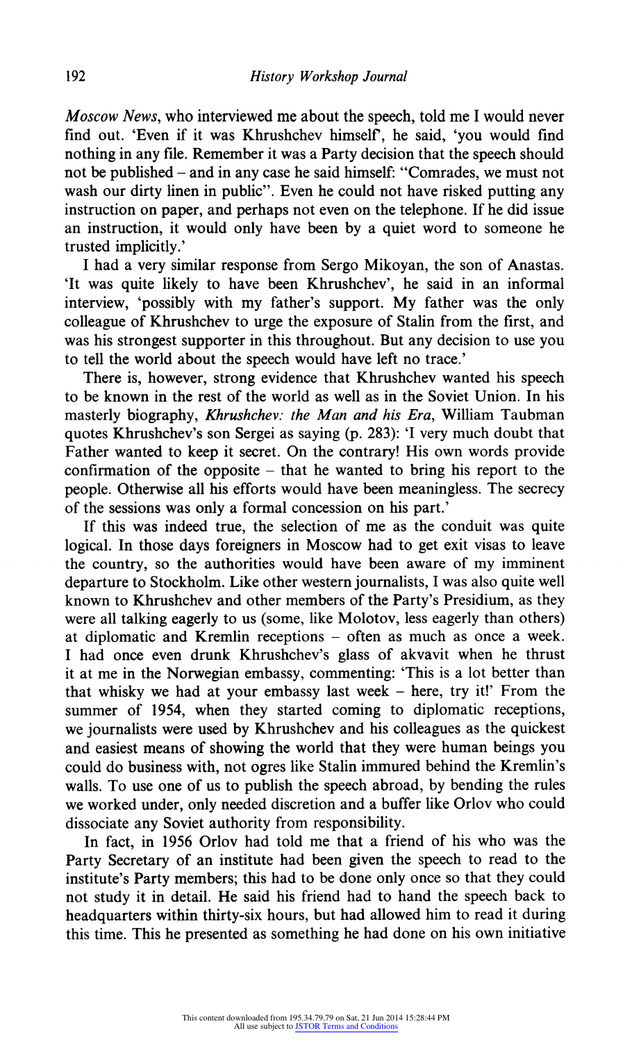*Moscow News*, who interviewed me about the speech, told me I would never find out. 'Even if it was Khrushchev himself', he said, 'you would find nothing in any file. Remember it was a Party decision that the speech should not be published – and in any case he said himself: "Comrades, we must not wash our dirty linen in public". Even he could not have risked putting any instruction on paper, and perhaps not even on the telephone. If he did issue an instruction, it would only have been by a quiet word to someone he trusted implicitly.'

I had a very similar response from Sergo Mikoyan, the son of Anastas. 'It was quite likely to have been Khrushchev', he said in an informal interview, 'possibly with my father's support. My father was the only colleague of Khrushchev to urge the exposure of Stalin from the first, and was his strongest supporter in this throughout. But any decision to use you to tell the world about the speech would have left no trace.'

There is, however, strong evidence that Khrushchev wanted his speech to be known in the rest of the world as well as in the Soviet Union. In his masterly biography, *Khrushchev: the Man and his Era*, William Taubman quotes Khrushchev's son Sergei as saying (p. 283): 'I very much doubt that Father wanted to keep it secret. On the contrary! His own words provide confirmation of the opposite – that he wanted to bring his report to the people. Otherwise all his efforts would have been meaningless. The secrecy of the sessions was only a formal concession on his part.'

If this was indeed true, the selection of me as the conduit was quite logical. In those days foreigners in Moscow had to get exit visas to leave the country, so the authorities would have been aware of my imminent departure to Stockholm. Like other western journalists, I was also quite well known to Khrushchev and other members of the Party's Presidium, as they were all talking eagerly to us (some, like Molotov, less eagerly than others) at diplomatic and Kremlin receptions – often as much as once a week. I had once even drunk Khrushchev's glass of akvavit when he thrust it at me in the Norwegian embassy, commenting: 'This is a lot better than that whisky we had at your embassy last week – here, try it!' From the summer of 1954, when they started coming to diplomatic receptions, we journalists were used by Khrushchev and his colleagues as the quickest and easiest means of showing the world that they were human beings you could do business with, not ogres like Stalin immured behind the Kremlin's walls. To use one of us to publish the speech abroad, by bending the rules we worked under, only needed discretion and a buffer like Orlov who could dissociate any Soviet authority from responsibility.

In fact, in 1956 Orlov had told me that a friend of his who was the Party Secretary of an institute had been given the speech to read to the institute's Party members; this had to be done only once so that they could not study it in detail. He said his friend had to hand the speech back to headquarters within thirty-six hours, but had allowed him to read it during this time. This he presented as something he had done on his own initiative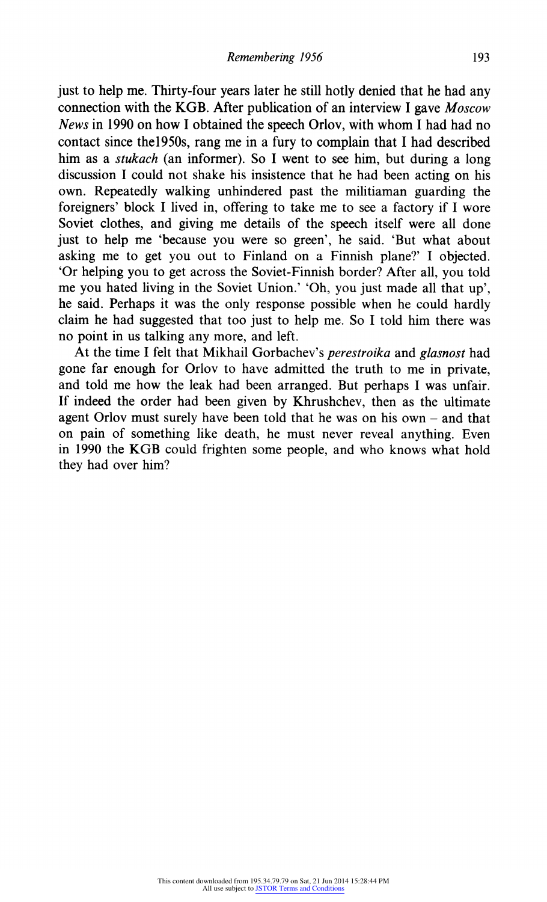just to help me. Thirty-four years later he still hotly denied that he had any connection with the KGB. After publication of an interview I gave *Moscow News* in 1990 on how I obtained the speech Orlov, with whom I had had no contact since the1950s, rang me in a fury to complain that I had described him as a *stukach* (an informer). So I went to see him, but during a long discussion I could not shake his insistence that he had been acting on his own. Repeatedly walking unhindered past the militiaman guarding the foreigners' block I lived in, offering to take me to see a factory if I wore Soviet clothes, and giving me details of the speech itself were all done just to help me 'because you were so green', he said. 'But what about asking me to get you out to Finland on a Finnish plane?' I objected. 'Or helping you to get across the Soviet-Finnish border? After all, you told me you hated living in the Soviet Union.' 'Oh, you just made all that up', he said. Perhaps it was the only response possible when he could hardly claim he had suggested that too just to help me. So I told him there was no point in us talking any more, and left.

At the time I felt that Mikhail Gorbachev's *perestroika* and *glasnost* had gone far enough for Orlov to have admitted the truth to me in private, and told me how the leak had been arranged. But perhaps I was unfair. If indeed the order had been given by Khrushchev, then as the ultimate agent Orlov must surely have been told that he was on his own – and that on pain of something like death, he must never reveal anything. Even in 1990 the KGB could frighten some people, and who knows what hold they had over him?